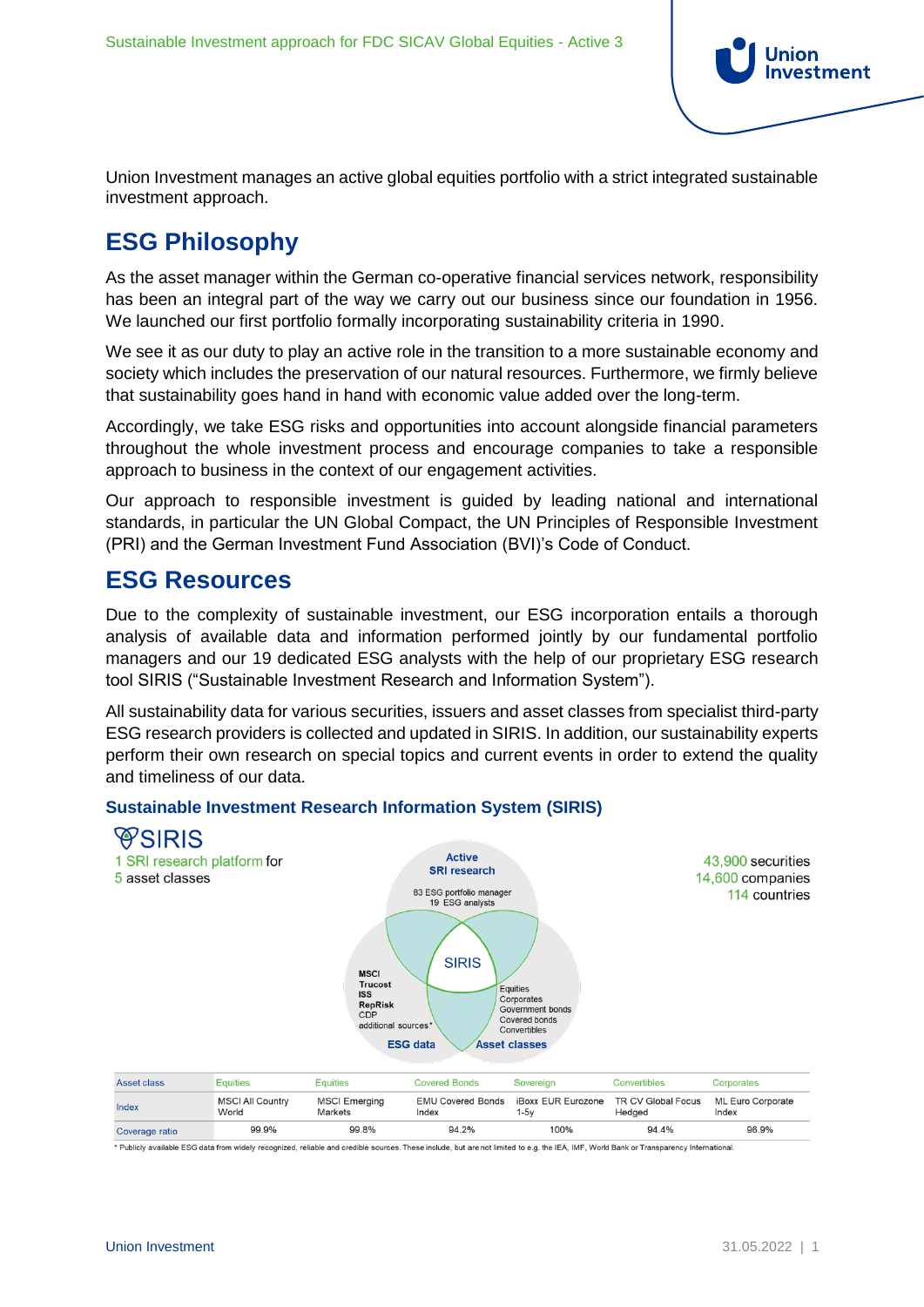Union Investment manages an active global equities portfolio with a strict integrated sustainable investment approach.

## ESG Philosophy

As the asset manager within the German co-operative financial services network, responsibility has been an integral part of the way we carry out our business since our foundation in 1956. We launched our first portfolio formally incorporating sustainability criteria in 1990.

We see it as our duty to play an active role in the transition to a more sustainable economy and society which includes the preservation of our natural resources. Furthermore, we firmly believe that sustainability goes hand in hand with economic value added over the long-term.

Accordingly, we take ESG risks and opportunities into account alongside financial parameters throughout the whole investment process and encourage companies to take a responsible approach to business in the context of our engagement activities.

Our approach to responsible investment is guided by leading national and international standards, in particular the UN Global Compact, the UN Principles of Responsible Investment (PRI) and the German Investment Fund Association (BVI)'s Code of Conduct.

## ESG Resources

Due to the complexity of sustainable investment, our ESG incorporation entails a thorough analysis of available data and information performed jointly by our fundamental portfolio managers and our 19 dedicated ESG analysts with the help of our proprietary ESG research tool SIRIS ("Sustainable Investment Research and Information System").

All sustainability data for various securities, issuers and asset classes from specialist third-party ESG research providers is collected and updated in SIRIS. In addition, our sustainability experts perform their own research on special topics and current events in order to extend the quality and timeliness of our data.

### Sustainable Investment Research Information System (SIRIS)

SIRIS

1 SRI research platform for 5 asset classes

Active SRI research: 83 ESG portfolio manager, 19 ESG analysts

ESG data: MSCI, Trucost, ISS, RepRisk, CDP, additional sources*

Asset classes: Equities, Corporates, Government bonds, Covered bonds, Convertibles

43,900 securities
14,600 companies
114 countries

| Asset class | Equities | Equities | Covered Bonds | Sovereign | Convertibles | Corporates |
|---|---|---|---|---|---|---|
| Index | MSCI All Country World | MSCI Emerging Markets | EMU Covered Bonds Index | iBoxx EUR Eurozone 1-5y | TR CV Global Focus Hedged | ML Euro Corporate Index |
| Coverage ratio | 99.9% | 99.8% | 94.2% | 100% | 94.4% | 96.9% |

* Publicly available ESG data from widely recognized, reliable and credible sources. These include, but are not limited to e.g. the IEA, IMF, World Bank or Transparency International.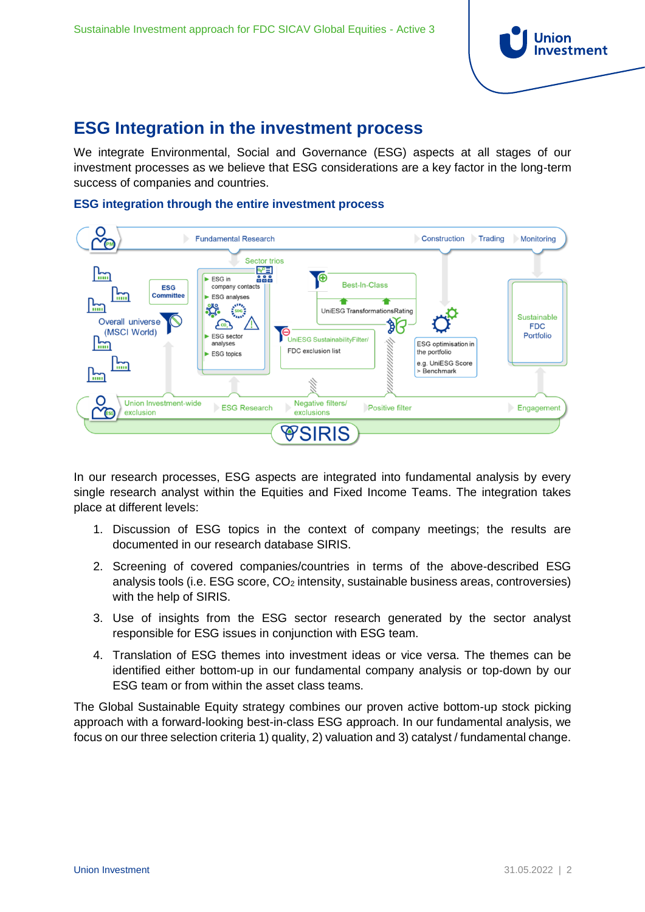# ESG Integration in the investment process

We integrate Environmental, Social and Governance (ESG) aspects at all stages of our investment processes as we believe that ESG considerations are a key factor in the long-term success of companies and countries.

### ESG integration through the entire investment process

In our research processes, ESG aspects are integrated into fundamental analysis by every single research analyst within the Equities and Fixed Income Teams. The integration takes place at different levels:

1. Discussion of ESG topics in the context of company meetings; the results are documented in our research database SIRIS.
2. Screening of covered companies/countries in terms of the above-described ESG analysis tools (i.e. ESG score, $CO_2$ intensity, sustainable business areas, controversies) with the help of SIRIS.
3. Use of insights from the ESG sector research generated by the sector analyst responsible for ESG issues in conjunction with ESG team.
4. Translation of ESG themes into investment ideas or vice versa. The themes can be identified either bottom-up in our fundamental company analysis or top-down by our ESG team or from within the asset class teams.

The Global Sustainable Equity strategy combines our proven active bottom-up stock picking approach with a forward-looking best-in-class ESG approach. In our fundamental analysis, we focus on our three selection criteria 1) quality, 2) valuation and 3) catalyst / fundamental change.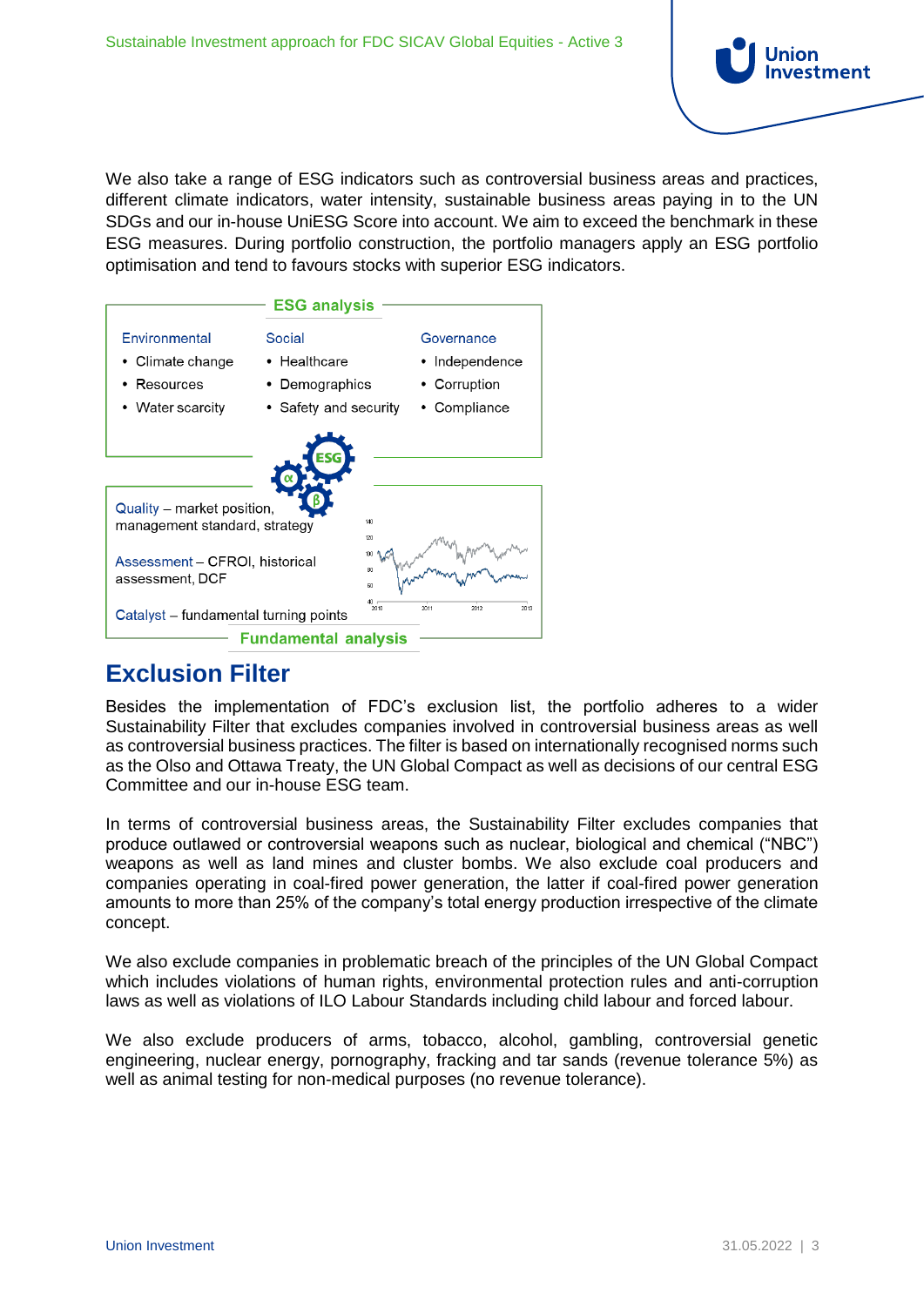We also take a range of ESG indicators such as controversial business areas and practices, different climate indicators, water intensity, sustainable business areas paying in to the UN SDGs and our in-house UniESG Score into account. We aim to exceed the benchmark in these ESG measures. During portfolio construction, the portfolio managers apply an ESG portfolio optimisation and tend to favours stocks with superior ESG indicators.

**ESG analysis**

| Environmental | Social | Governance |
|---|---|---|
| • Climate change | • Healthcare | • Independence |
| • Resources | • Demographics | • Corruption |
| • Water scarcity | • Safety and security | • Compliance |

Quality – market position, management standard, strategy

Assessment – CFROI, historical assessment, DCF

Catalyst – fundamental turning points

**Fundamental analysis**

## Exclusion Filter

Besides the implementation of FDC's exclusion list, the portfolio adheres to a wider Sustainability Filter that excludes companies involved in controversial business areas as well as controversial business practices. The filter is based on internationally recognised norms such as the Olso and Ottawa Treaty, the UN Global Compact as well as decisions of our central ESG Committee and our in-house ESG team.

In terms of controversial business areas, the Sustainability Filter excludes companies that produce outlawed or controversial weapons such as nuclear, biological and chemical ("NBC") weapons as well as land mines and cluster bombs. We also exclude coal producers and companies operating in coal-fired power generation, the latter if coal-fired power generation amounts to more than 25% of the company's total energy production irrespective of the climate concept.

We also exclude companies in problematic breach of the principles of the UN Global Compact which includes violations of human rights, environmental protection rules and anti-corruption laws as well as violations of ILO Labour Standards including child labour and forced labour.

We also exclude producers of arms, tobacco, alcohol, gambling, controversial genetic engineering, nuclear energy, pornography, fracking and tar sands (revenue tolerance 5%) as well as animal testing for non-medical purposes (no revenue tolerance).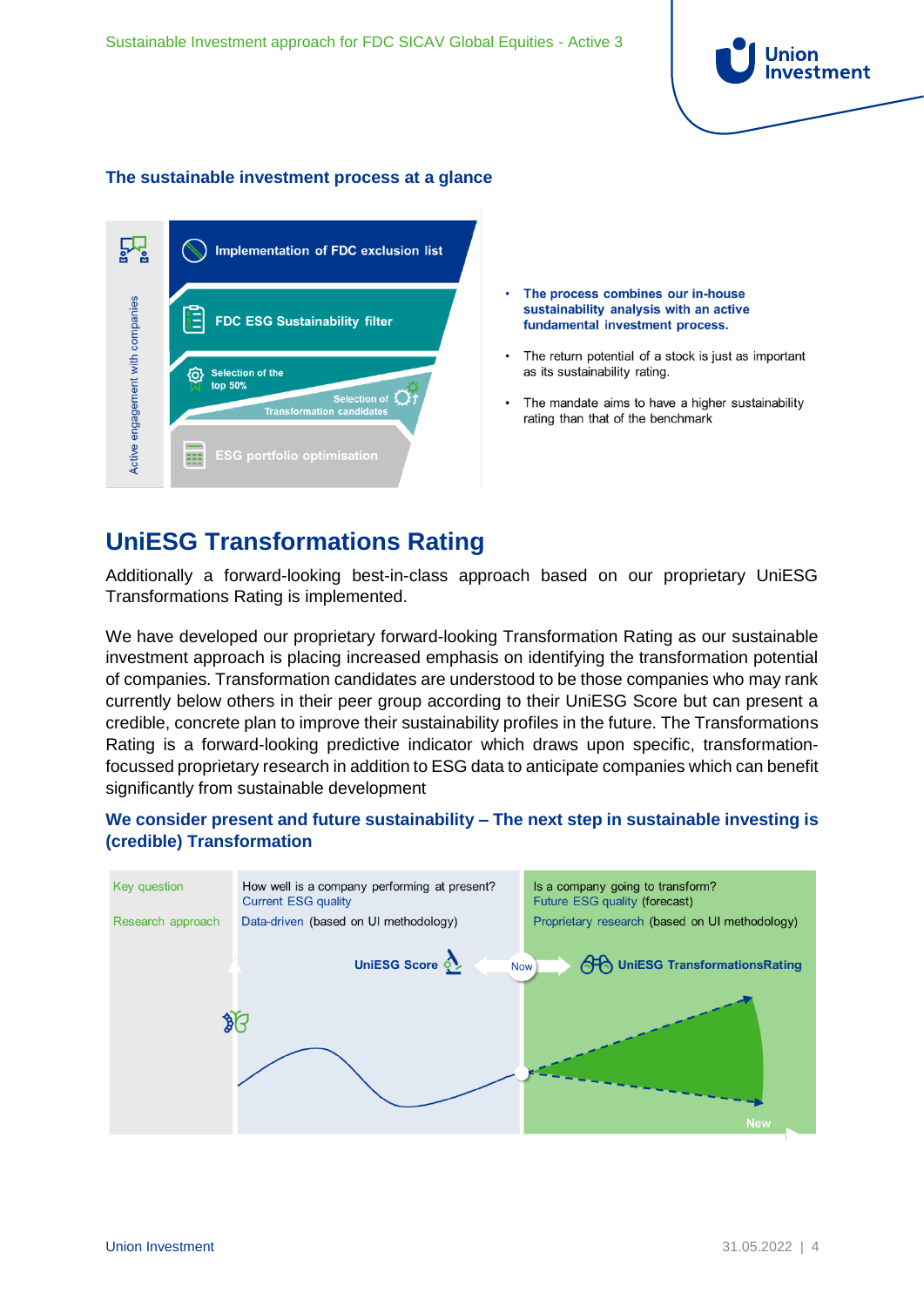### The sustainable investment process at a glance

Active engagement with companies

- Implementation of FDC exclusion list
- FDC ESG Sustainability filter
- Selection of the top 50%
- Selection of Transformation candidates
- ESG portfolio optimisation

- **The process combines our in-house sustainability analysis with an active fundamental investment process.**
- The return potential of a stock is just as important as its sustainability rating.
- The mandate aims to have a higher sustainability rating than that of the benchmark

## UniESG Transformations Rating

Additionally a forward-looking best-in-class approach based on our proprietary UniESG Transformations Rating is implemented.

We have developed our proprietary forward-looking Transformation Rating as our sustainable investment approach is placing increased emphasis on identifying the transformation potential of companies. Transformation candidates are understood to be those companies who may rank currently below others in their peer group according to their UniESG Score but can present a credible, concrete plan to improve their sustainability profiles in the future. The Transformations Rating is a forward-looking predictive indicator which draws upon specific, transformation-focussed proprietary research in addition to ESG data to anticipate companies which can benefit significantly from sustainable development

### We consider present and future sustainability – The next step in sustainable investing is (credible) Transformation

| | | |
|---|---|---|
| Key question | How well is a company performing at present? Current ESG quality | Is a company going to transform? Future ESG quality (forecast) |
| Research approach | Data-driven (based on UI methodology) | Proprietary research (based on UI methodology) |
| | UniESG Score | Now → UniESG TransformationsRating |
| | | New |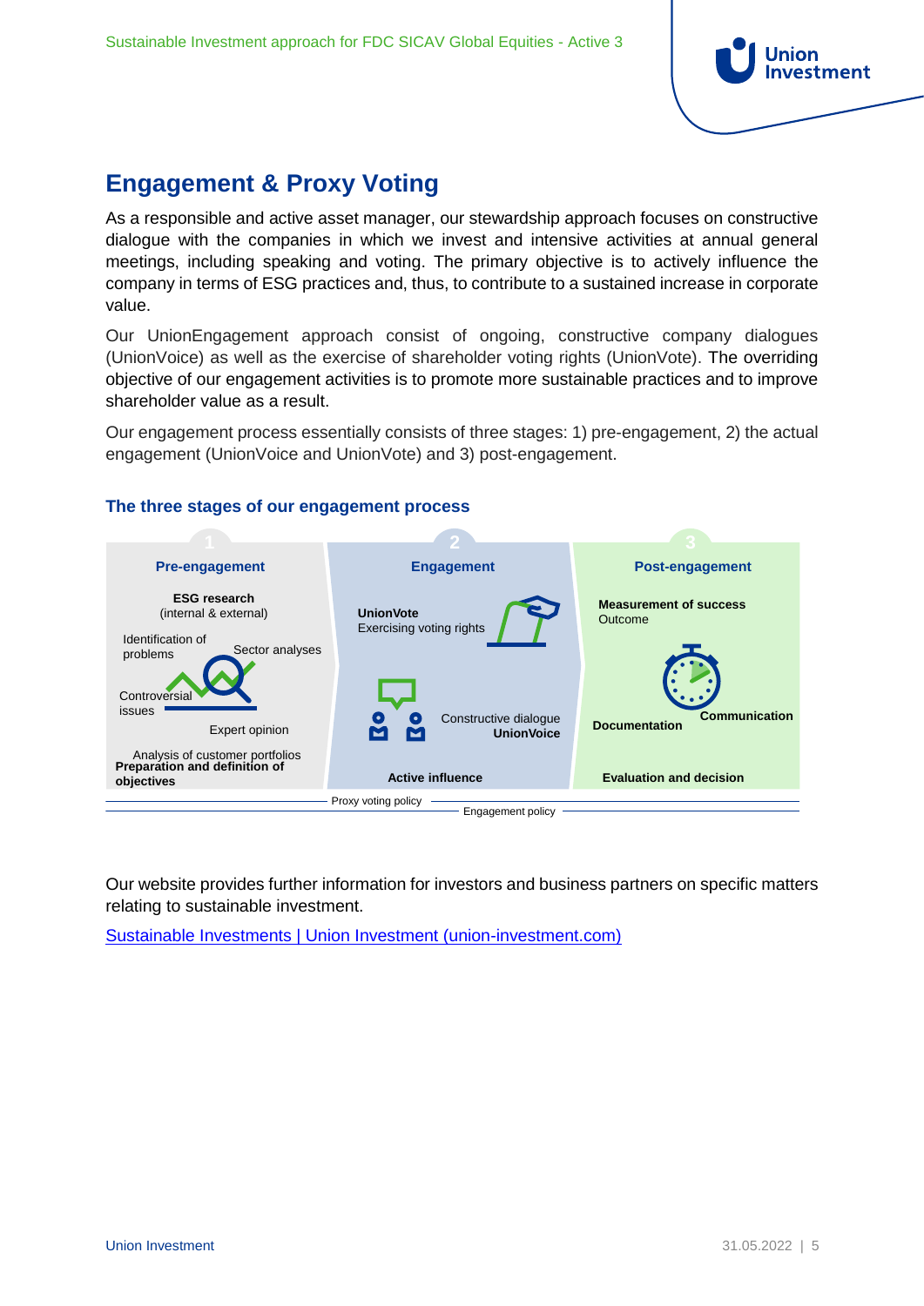## Engagement & Proxy Voting

As a responsible and active asset manager, our stewardship approach focuses on constructive dialogue with the companies in which we invest and intensive activities at annual general meetings, including speaking and voting. The primary objective is to actively influence the company in terms of ESG practices and, thus, to contribute to a sustained increase in corporate value.

Our UnionEngagement approach consist of ongoing, constructive company dialogues (UnionVoice) as well as the exercise of shareholder voting rights (UnionVote). The overriding objective of our engagement activities is to promote more sustainable practices and to improve shareholder value as a result.

Our engagement process essentially consists of three stages: 1) pre-engagement, 2) the actual engagement (UnionVoice and UnionVote) and 3) post-engagement.

### The three stages of our engagement process

**1 Pre-engagement**

**ESG research** (internal & external)

Identification of problems

Sector analyses

Controversial issues

Expert opinion

Analysis of customer portfolios

**Preparation and definition of objectives**

**2 Engagement**

**UnionVote** Exercising voting rights

Constructive dialogue **UnionVoice**

**Active influence**

**3 Post-engagement**

**Measurement of success** Outcome

**Documentation**

**Communication**

**Evaluation and decision**

Proxy voting policy

Engagement policy

Our website provides further information for investors and business partners on specific matters relating to sustainable investment.

[Sustainable Investments | Union Investment (union-investment.com)]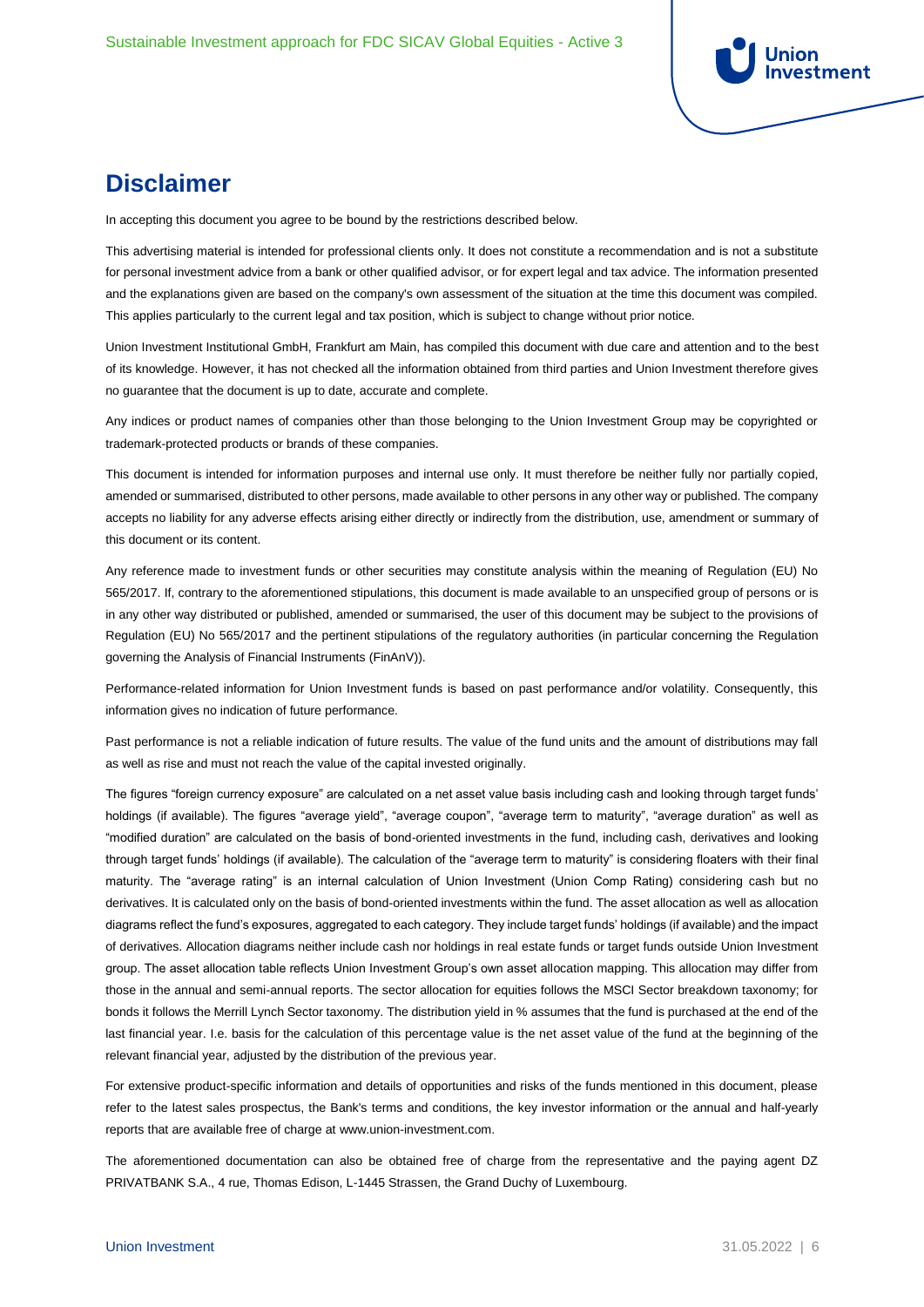# Disclaimer

In accepting this document you agree to be bound by the restrictions described below.

This advertising material is intended for professional clients only. It does not constitute a recommendation and is not a substitute for personal investment advice from a bank or other qualified advisor, or for expert legal and tax advice. The information presented and the explanations given are based on the company's own assessment of the situation at the time this document was compiled. This applies particularly to the current legal and tax position, which is subject to change without prior notice.

Union Investment Institutional GmbH, Frankfurt am Main, has compiled this document with due care and attention and to the best of its knowledge. However, it has not checked all the information obtained from third parties and Union Investment therefore gives no guarantee that the document is up to date, accurate and complete.

Any indices or product names of companies other than those belonging to the Union Investment Group may be copyrighted or trademark-protected products or brands of these companies.

This document is intended for information purposes and internal use only. It must therefore be neither fully nor partially copied, amended or summarised, distributed to other persons, made available to other persons in any other way or published. The company accepts no liability for any adverse effects arising either directly or indirectly from the distribution, use, amendment or summary of this document or its content.

Any reference made to investment funds or other securities may constitute analysis within the meaning of Regulation (EU) No 565/2017. If, contrary to the aforementioned stipulations, this document is made available to an unspecified group of persons or is in any other way distributed or published, amended or summarised, the user of this document may be subject to the provisions of Regulation (EU) No 565/2017 and the pertinent stipulations of the regulatory authorities (in particular concerning the Regulation governing the Analysis of Financial Instruments (FinAnV)).

Performance-related information for Union Investment funds is based on past performance and/or volatility. Consequently, this information gives no indication of future performance.

Past performance is not a reliable indication of future results. The value of the fund units and the amount of distributions may fall as well as rise and must not reach the value of the capital invested originally.

The figures "foreign currency exposure" are calculated on a net asset value basis including cash and looking through target funds' holdings (if available). The figures "average yield", "average coupon", "average term to maturity", "average duration" as well as "modified duration" are calculated on the basis of bond-oriented investments in the fund, including cash, derivatives and looking through target funds' holdings (if available). The calculation of the "average term to maturity" is considering floaters with their final maturity. The "average rating" is an internal calculation of Union Investment (Union Comp Rating) considering cash but no derivatives. It is calculated only on the basis of bond-oriented investments within the fund. The asset allocation as well as allocation diagrams reflect the fund's exposures, aggregated to each category. They include target funds' holdings (if available) and the impact of derivatives. Allocation diagrams neither include cash nor holdings in real estate funds or target funds outside Union Investment group. The asset allocation table reflects Union Investment Group's own asset allocation mapping. This allocation may differ from those in the annual and semi-annual reports. The sector allocation for equities follows the MSCI Sector breakdown taxonomy; for bonds it follows the Merrill Lynch Sector taxonomy. The distribution yield in % assumes that the fund is purchased at the end of the last financial year. I.e. basis for the calculation of this percentage value is the net asset value of the fund at the beginning of the relevant financial year, adjusted by the distribution of the previous year.

For extensive product-specific information and details of opportunities and risks of the funds mentioned in this document, please refer to the latest sales prospectus, the Bank's terms and conditions, the key investor information or the annual and half-yearly reports that are available free of charge at www.union-investment.com.

The aforementioned documentation can also be obtained free of charge from the representative and the paying agent DZ PRIVATBANK S.A., 4 rue, Thomas Edison, L-1445 Strassen, the Grand Duchy of Luxembourg.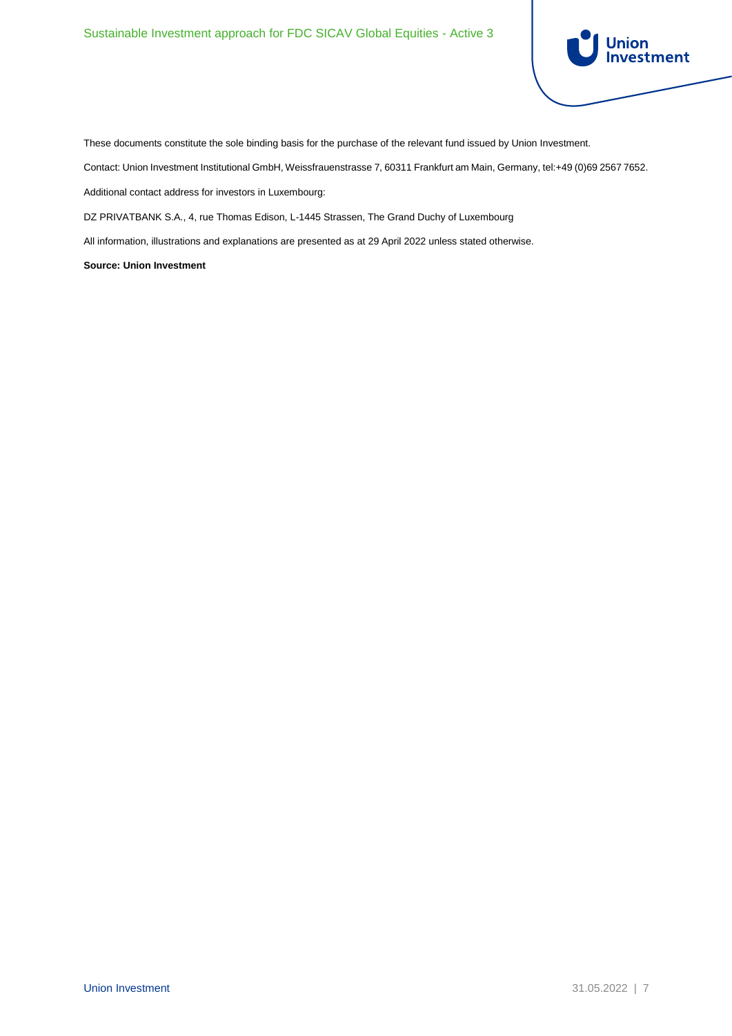These documents constitute the sole binding basis for the purchase of the relevant fund issued by Union Investment.

Contact: Union Investment Institutional GmbH, Weissfrauenstrasse 7, 60311 Frankfurt am Main, Germany, tel:+49 (0)69 2567 7652.

Additional contact address for investors in Luxembourg:

DZ PRIVATBANK S.A., 4, rue Thomas Edison, L-1445 Strassen, The Grand Duchy of Luxembourg

All information, illustrations and explanations are presented as at 29 April 2022 unless stated otherwise.

**Source: Union Investment**